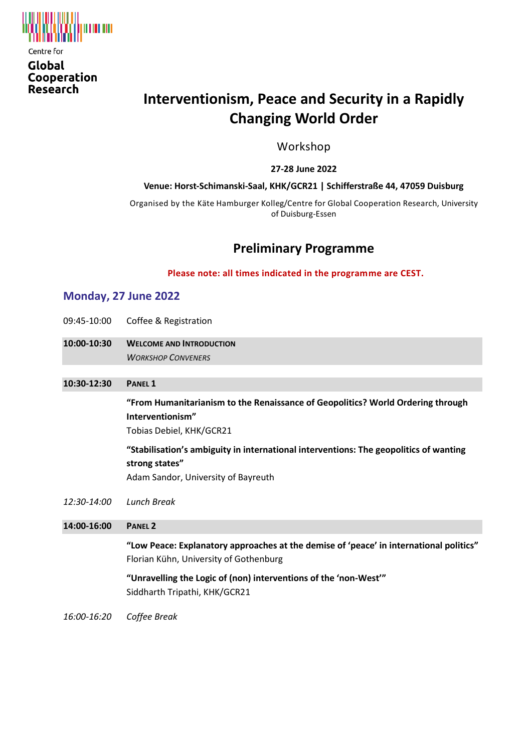Centre for

**Global Cooperation Research**

# Interventionism, Peace and Security in a Rapidly Changing World Order

Workshop

**27-28 June 2022**

**Venue: Horst-Schimanski-Saal, KHK/GCR21 | Schifferstraße 44, 47059 Duisburg**

Organised by the Käte Hamburger Kolleg/Centre for Global Cooperation Research, University of Duisburg-Essen

## Preliminary Programme

**Please note: all times indicated in the programme are CEST.**

### Monday, 27 June 2022

09:45-10:00 Coffee & Registration

**10:00-10:30** **WELCOME AND INTRODUCTION**
*WORKSHOP CONVENERS*

**10:30-12:30** **PANEL 1**

**"From Humanitarianism to the Renaissance of Geopolitics? World Ordering through Interventionism"**
Tobias Debiel, KHK/GCR21

**"Stabilisation's ambiguity in international interventions: The geopolitics of wanting strong states"**
Adam Sandor, University of Bayreuth

*12:30-14:00* *Lunch Break*

**14:00-16:00** **PANEL 2**

**"Low Peace: Explanatory approaches at the demise of 'peace' in international politics"**
Florian Kühn, University of Gothenburg

**"Unravelling the Logic of (non) interventions of the 'non-West'"**
Siddharth Tripathi, KHK/GCR21

*16:00-16:20* *Coffee Break*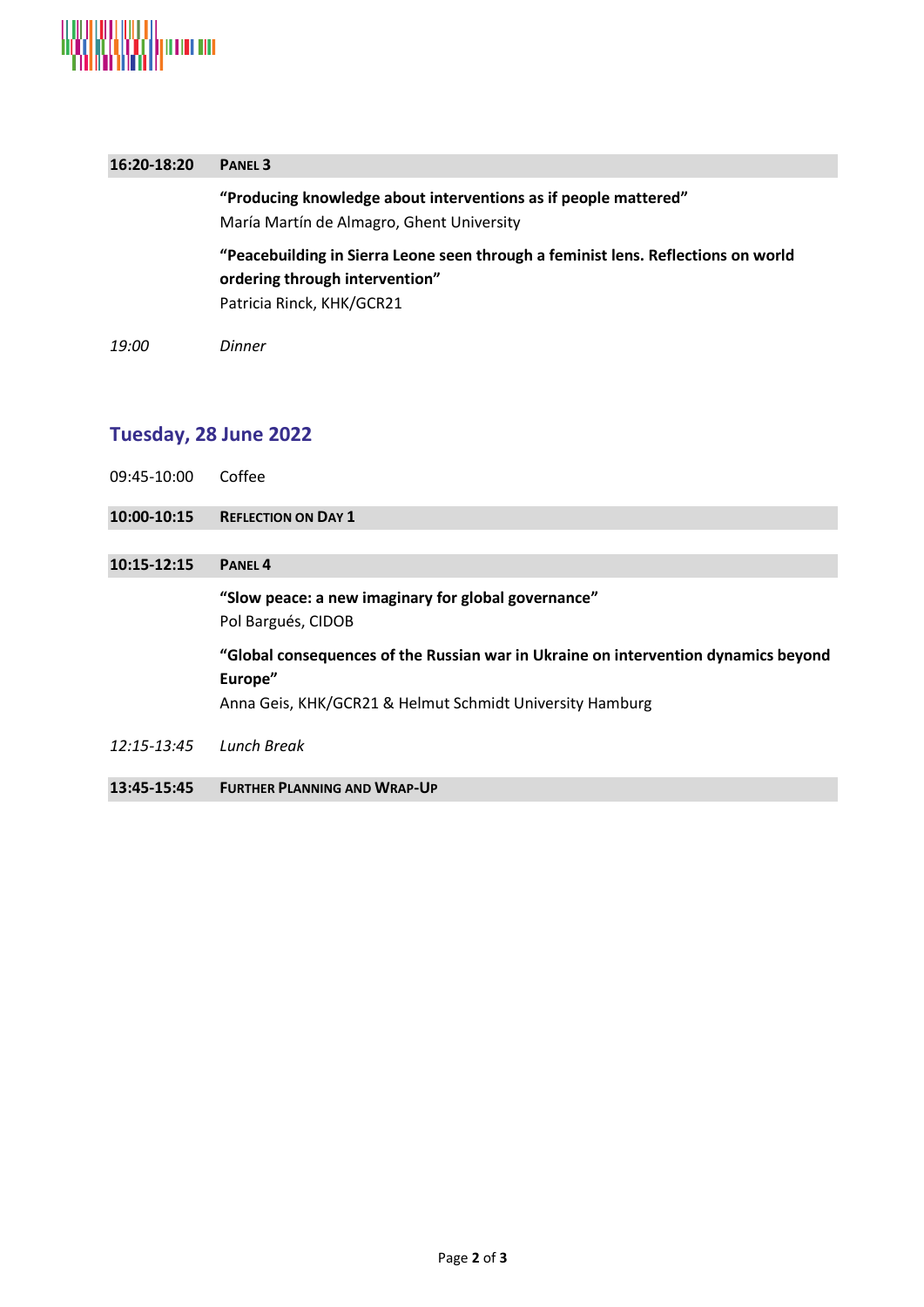**16:20-18:20** **PANEL 3**

**“Producing knowledge about interventions as if people mattered”**
María Martín de Almagro, Ghent University

**“Peacebuilding in Sierra Leone seen through a feminist lens. Reflections on world ordering through intervention”**
Patricia Rinck, KHK/GCR21

*19:00* *Dinner*

## Tuesday, 28 June 2022

09:45-10:00 Coffee

**10:00-10:15** **REFLECTION ON DAY 1**

**10:15-12:15** **PANEL 4**

**“Slow peace: a new imaginary for global governance”**
Pol Bargués, CIDOB

**“Global consequences of the Russian war in Ukraine on intervention dynamics beyond Europe”**
Anna Geis, KHK/GCR21 & Helmut Schmidt University Hamburg

*12:15-13:45* *Lunch Break*

**13:45-15:45** **FURTHER PLANNING AND WRAP-UP**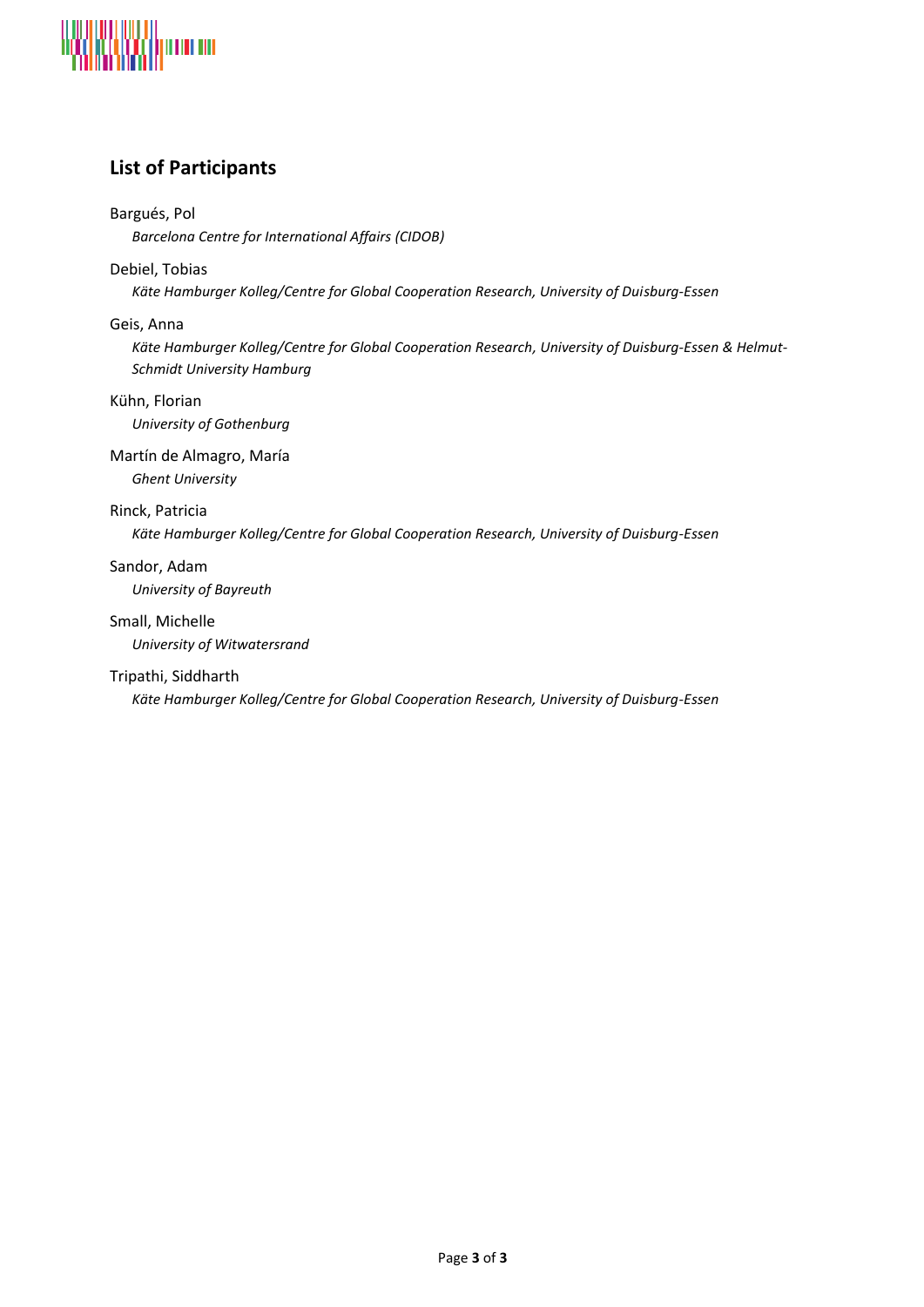## List of Participants

Bargués, Pol
*Barcelona Centre for International Affairs (CIDOB)*

Debiel, Tobias
*Käte Hamburger Kolleg/Centre for Global Cooperation Research, University of Duisburg-Essen*

Geis, Anna
*Käte Hamburger Kolleg/Centre for Global Cooperation Research, University of Duisburg-Essen & Helmut-Schmidt University Hamburg*

Kühn, Florian
*University of Gothenburg*

Martín de Almagro, María
*Ghent University*

Rinck, Patricia
*Käte Hamburger Kolleg/Centre for Global Cooperation Research, University of Duisburg-Essen*

Sandor, Adam
*University of Bayreuth*

Small, Michelle
*University of Witwatersrand*

Tripathi, Siddharth
*Käte Hamburger Kolleg/Centre for Global Cooperation Research, University of Duisburg-Essen*